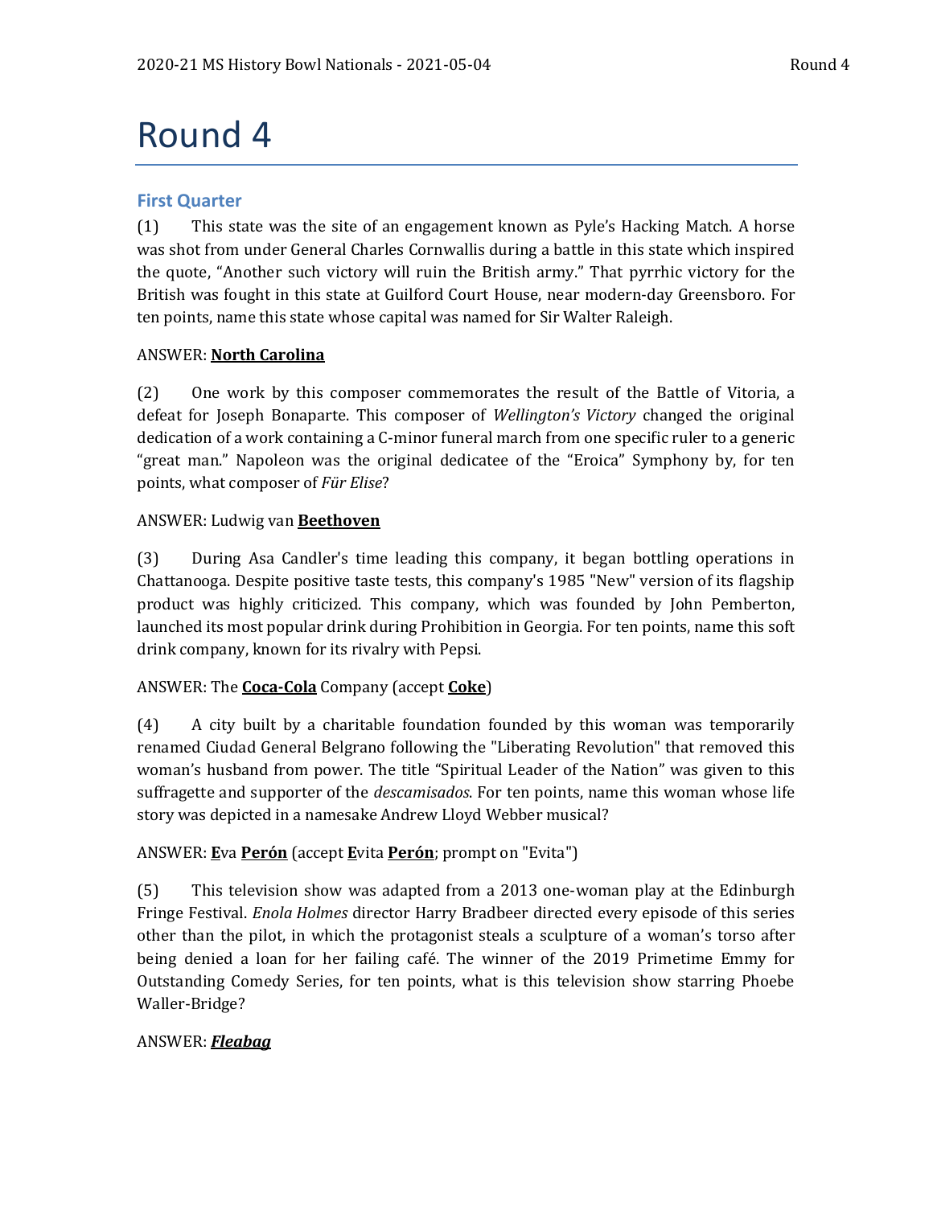# Round 4

## First Quarter

(1) This state was the site of an engagement known as Pyle's Hacking Match. A horse was shot from under General Charles Cornwallis during a battle in this state which inspired the quote, "Another such victory will ruin the British army." That pyrrhic victory for the British was fought in this state at Guilford Court House, near modern-day Greensboro. For ten points, name this state whose capital was named for Sir Walter Raleigh.

ANSWER: **North Carolina**

(2) One work by this composer commemorates the result of the Battle of Vitoria, a defeat for Joseph Bonaparte. This composer of *Wellington's Victory* changed the original dedication of a work containing a C-minor funeral march from one specific ruler to a generic "great man." Napoleon was the original dedicatee of the "Eroica" Symphony by, for ten points, what composer of *Für Elise*?

ANSWER: Ludwig van **Beethoven**

(3) During Asa Candler's time leading this company, it began bottling operations in Chattanooga. Despite positive taste tests, this company's 1985 "New" version of its flagship product was highly criticized. This company, which was founded by John Pemberton, launched its most popular drink during Prohibition in Georgia. For ten points, name this soft drink company, known for its rivalry with Pepsi.

ANSWER: The **Coca-Cola** Company (accept **Coke**)

(4) A city built by a charitable foundation founded by this woman was temporarily renamed Ciudad General Belgrano following the "Liberating Revolution" that removed this woman's husband from power. The title "Spiritual Leader of the Nation" was given to this suffragette and supporter of the *descamisados*. For ten points, name this woman whose life story was depicted in a namesake Andrew Lloyd Webber musical?

ANSWER: **E**va **Perón** (accept **E**vita **Perón**; prompt on "Evita")

(5) This television show was adapted from a 2013 one-woman play at the Edinburgh Fringe Festival. *Enola Holmes* director Harry Bradbeer directed every episode of this series other than the pilot, in which the protagonist steals a sculpture of a woman's torso after being denied a loan for her failing café. The winner of the 2019 Primetime Emmy for Outstanding Comedy Series, for ten points, what is this television show starring Phoebe Waller-Bridge?

ANSWER: ***Fleabag***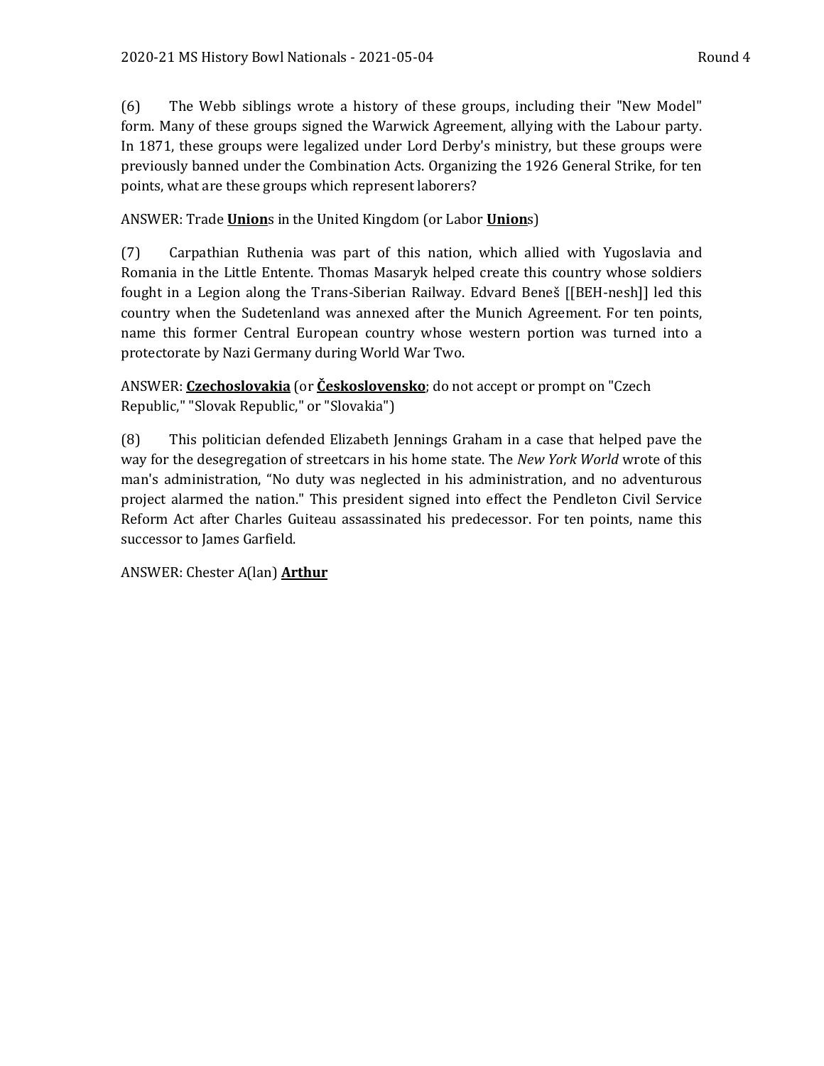(6) The Webb siblings wrote a history of these groups, including their "New Model" form. Many of these groups signed the Warwick Agreement, allying with the Labour party. In 1871, these groups were legalized under Lord Derby's ministry, but these groups were previously banned under the Combination Acts. Organizing the 1926 General Strike, for ten points, what are these groups which represent laborers?

ANSWER: Trade **<u>Union</u>**s in the United Kingdom (or Labor **<u>Union</u>**s)

(7) Carpathian Ruthenia was part of this nation, which allied with Yugoslavia and Romania in the Little Entente. Thomas Masaryk helped create this country whose soldiers fought in a Legion along the Trans-Siberian Railway. Edvard Beneš [[BEH-nesh]] led this country when the Sudetenland was annexed after the Munich Agreement. For ten points, name this former Central European country whose western portion was turned into a protectorate by Nazi Germany during World War Two.

ANSWER: **<u>Czechoslovakia</u>** (or **<u>Československo</u>**; do not accept or prompt on "Czech Republic," "Slovak Republic," or "Slovakia")

(8) This politician defended Elizabeth Jennings Graham in a case that helped pave the way for the desegregation of streetcars in his home state. The *New York World* wrote of this man's administration, "No duty was neglected in his administration, and no adventurous project alarmed the nation." This president signed into effect the Pendleton Civil Service Reform Act after Charles Guiteau assassinated his predecessor. For ten points, name this successor to James Garfield.

ANSWER: Chester A(lan) **<u>Arthur</u>**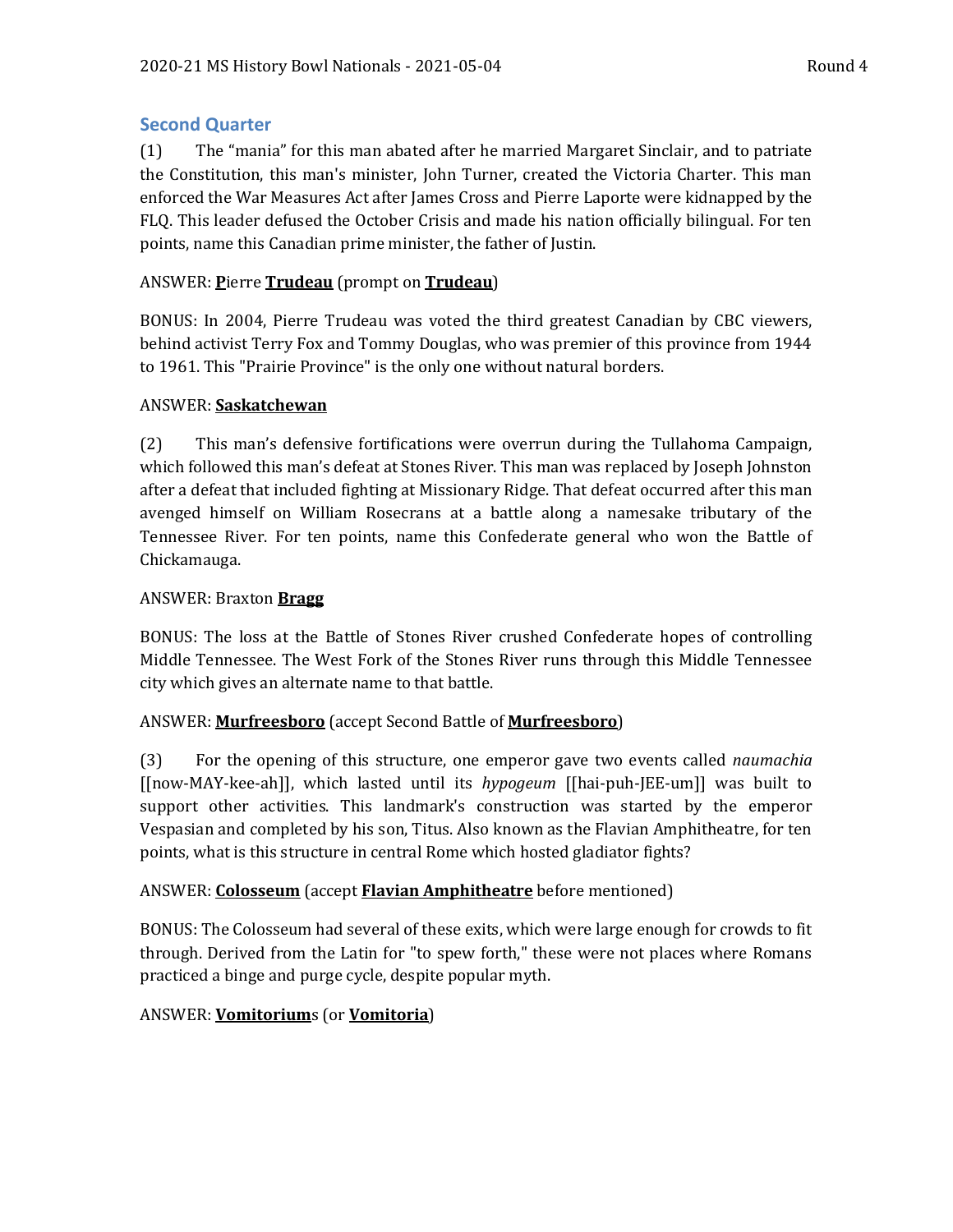## Second Quarter

(1) The "mania" for this man abated after he married Margaret Sinclair, and to patriate the Constitution, this man's minister, John Turner, created the Victoria Charter. This man enforced the War Measures Act after James Cross and Pierre Laporte were kidnapped by the FLQ. This leader defused the October Crisis and made his nation officially bilingual. For ten points, name this Canadian prime minister, the father of Justin.

ANSWER: **P**ierre **Trudeau** (prompt on **Trudeau**)

BONUS: In 2004, Pierre Trudeau was voted the third greatest Canadian by CBC viewers, behind activist Terry Fox and Tommy Douglas, who was premier of this province from 1944 to 1961. This "Prairie Province" is the only one without natural borders.

ANSWER: **Saskatchewan**

(2) This man's defensive fortifications were overrun during the Tullahoma Campaign, which followed this man's defeat at Stones River. This man was replaced by Joseph Johnston after a defeat that included fighting at Missionary Ridge. That defeat occurred after this man avenged himself on William Rosecrans at a battle along a namesake tributary of the Tennessee River. For ten points, name this Confederate general who won the Battle of Chickamauga.

ANSWER: Braxton **Bragg**

BONUS: The loss at the Battle of Stones River crushed Confederate hopes of controlling Middle Tennessee. The West Fork of the Stones River runs through this Middle Tennessee city which gives an alternate name to that battle.

ANSWER: **Murfreesboro** (accept Second Battle of **Murfreesboro**)

(3) For the opening of this structure, one emperor gave two events called *naumachia* [[now-MAY-kee-ah]], which lasted until its *hypogeum* [[hai-puh-JEE-um]] was built to support other activities. This landmark's construction was started by the emperor Vespasian and completed by his son, Titus. Also known as the Flavian Amphitheatre, for ten points, what is this structure in central Rome which hosted gladiator fights?

ANSWER: **Colosseum** (accept **Flavian Amphitheatre** before mentioned)

BONUS: The Colosseum had several of these exits, which were large enough for crowds to fit through. Derived from the Latin for "to spew forth," these were not places where Romans practiced a binge and purge cycle, despite popular myth.

ANSWER: **Vomitorium**s (or **Vomitoria**)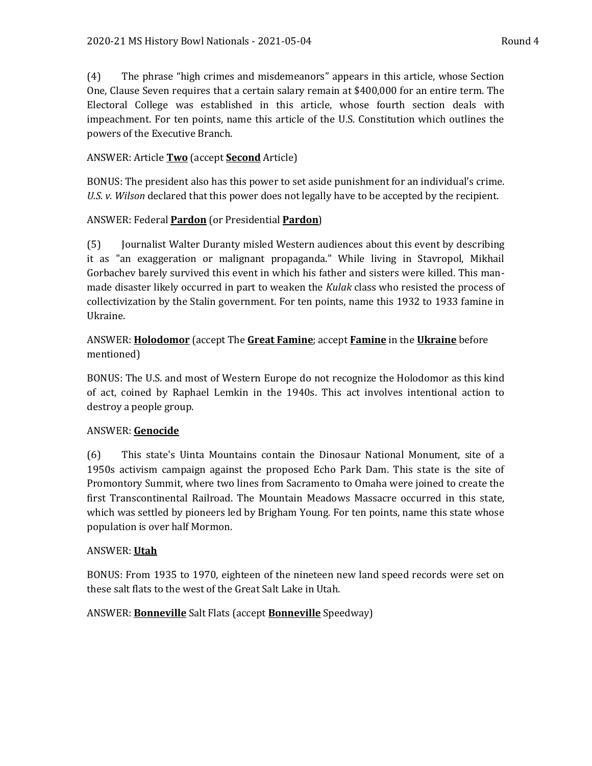(4) The phrase “high crimes and misdemeanors” appears in this article, whose Section One, Clause Seven requires that a certain salary remain at $400,000 for an entire term. The Electoral College was established in this article, whose fourth section deals with impeachment. For ten points, name this article of the U.S. Constitution which outlines the powers of the Executive Branch.

ANSWER: Article **Two** (accept **Second** Article)

BONUS: The president also has this power to set aside punishment for an individual's crime. *U.S. v. Wilson* declared that this power does not legally have to be accepted by the recipient.

ANSWER: Federal **Pardon** (or Presidential **Pardon**)

(5) Journalist Walter Duranty misled Western audiences about this event by describing it as "an exaggeration or malignant propaganda." While living in Stavropol, Mikhail Gorbachev barely survived this event in which his father and sisters were killed. This man-made disaster likely occurred in part to weaken the *Kulak* class who resisted the process of collectivization by the Stalin government. For ten points, name this 1932 to 1933 famine in Ukraine.

ANSWER: **Holodomor** (accept The **Great Famine**; accept **Famine** in the **Ukraine** before mentioned)

BONUS: The U.S. and most of Western Europe do not recognize the Holodomor as this kind of act, coined by Raphael Lemkin in the 1940s. This act involves intentional action to destroy a people group.

ANSWER: **Genocide**

(6) This state's Uinta Mountains contain the Dinosaur National Monument, site of a 1950s activism campaign against the proposed Echo Park Dam. This state is the site of Promontory Summit, where two lines from Sacramento to Omaha were joined to create the first Transcontinental Railroad. The Mountain Meadows Massacre occurred in this state, which was settled by pioneers led by Brigham Young. For ten points, name this state whose population is over half Mormon.

ANSWER: **Utah**

BONUS: From 1935 to 1970, eighteen of the nineteen new land speed records were set on these salt flats to the west of the Great Salt Lake in Utah.

ANSWER: **Bonneville** Salt Flats (accept **Bonneville** Speedway)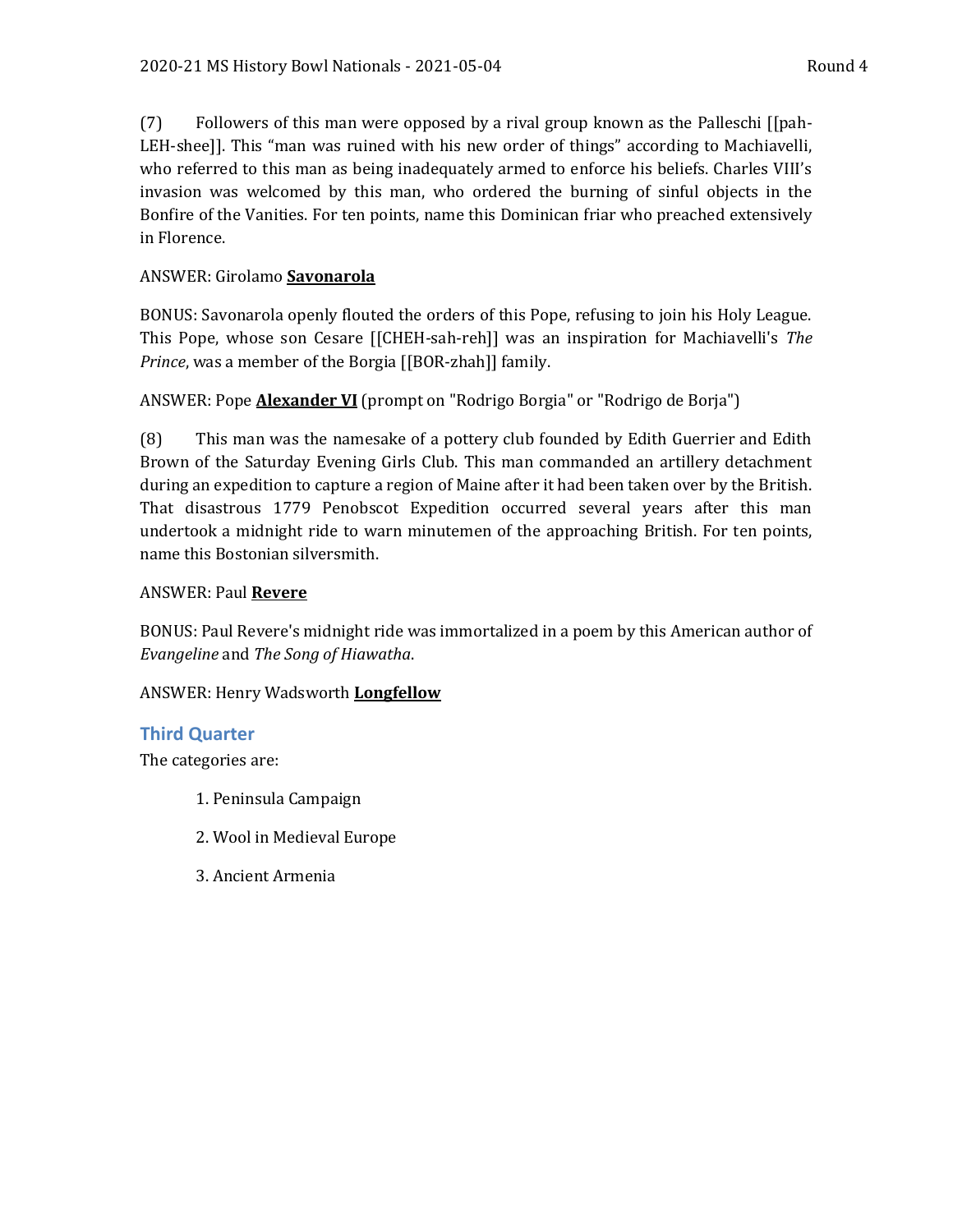(7) Followers of this man were opposed by a rival group known as the Palleschi [[pah-LEH-shee]]. This "man was ruined with his new order of things" according to Machiavelli, who referred to this man as being inadequately armed to enforce his beliefs. Charles VIII's invasion was welcomed by this man, who ordered the burning of sinful objects in the Bonfire of the Vanities. For ten points, name this Dominican friar who preached extensively in Florence.

ANSWER: Girolamo **Savonarola**

BONUS: Savonarola openly flouted the orders of this Pope, refusing to join his Holy League. This Pope, whose son Cesare [[CHEH-sah-reh]] was an inspiration for Machiavelli's *The Prince*, was a member of the Borgia [[BOR-zhah]] family.

ANSWER: Pope **Alexander VI** (prompt on "Rodrigo Borgia" or "Rodrigo de Borja")

(8) This man was the namesake of a pottery club founded by Edith Guerrier and Edith Brown of the Saturday Evening Girls Club. This man commanded an artillery detachment during an expedition to capture a region of Maine after it had been taken over by the British. That disastrous 1779 Penobscot Expedition occurred several years after this man undertook a midnight ride to warn minutemen of the approaching British. For ten points, name this Bostonian silversmith.

ANSWER: Paul **Revere**

BONUS: Paul Revere's midnight ride was immortalized in a poem by this American author of *Evangeline* and *The Song of Hiawatha*.

ANSWER: Henry Wadsworth **Longfellow**

## Third Quarter

The categories are:

1. Peninsula Campaign
2. Wool in Medieval Europe
3. Ancient Armenia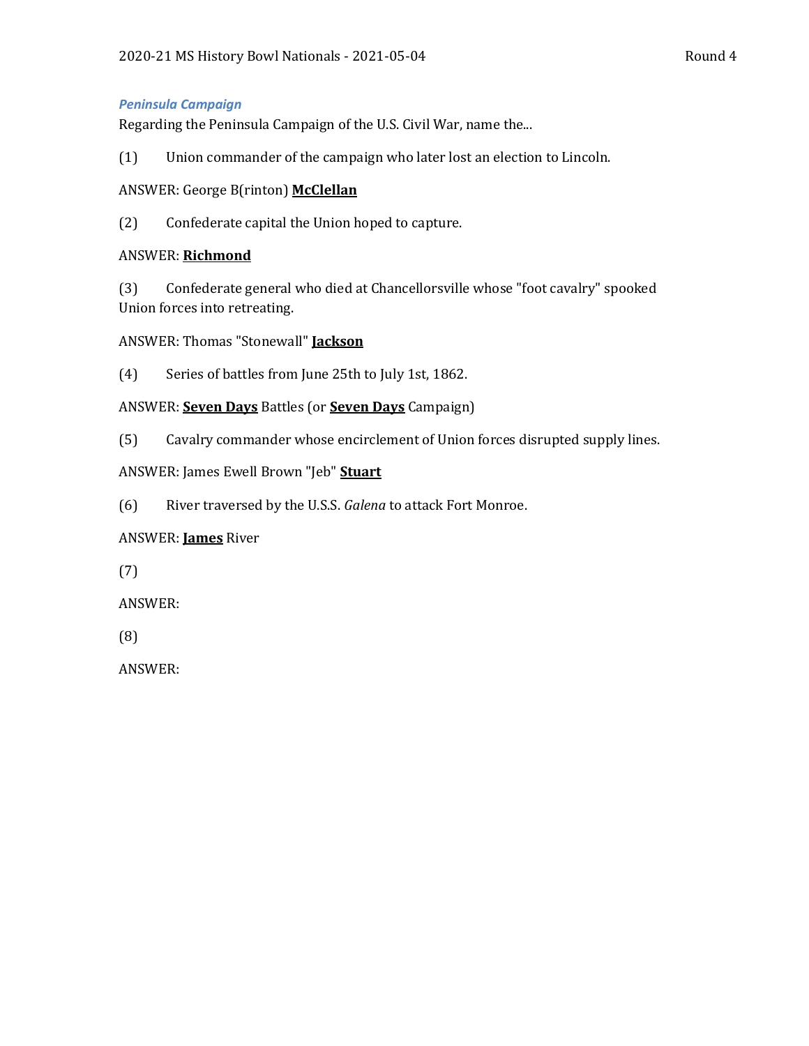### *Peninsula Campaign*

Regarding the Peninsula Campaign of the U.S. Civil War, name the...

(1) Union commander of the campaign who later lost an election to Lincoln.

ANSWER: George B(rinton) **McClellan**

(2) Confederate capital the Union hoped to capture.

ANSWER: **Richmond**

(3) Confederate general who died at Chancellorsville whose "foot cavalry" spooked Union forces into retreating.

ANSWER: Thomas "Stonewall" **Jackson**

(4) Series of battles from June 25th to July 1st, 1862.

ANSWER: **Seven Days** Battles (or **Seven Days** Campaign)

(5) Cavalry commander whose encirclement of Union forces disrupted supply lines.

ANSWER: James Ewell Brown "Jeb" **Stuart**

(6) River traversed by the U.S.S. *Galena* to attack Fort Monroe.

ANSWER: **James** River

(7)

ANSWER:

(8)

ANSWER: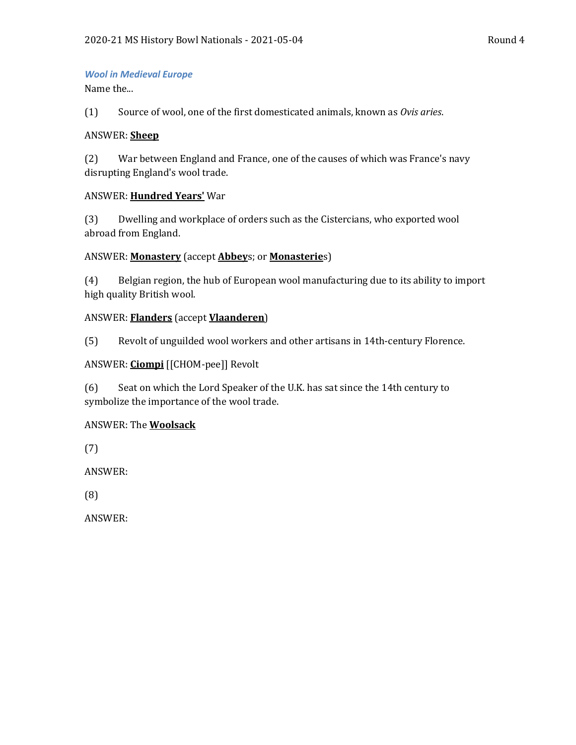### *Wool in Medieval Europe*

Name the...

(1) Source of wool, one of the first domesticated animals, known as *Ovis aries*.

ANSWER: **Sheep**

(2) War between England and France, one of the causes of which was France's navy disrupting England's wool trade.

ANSWER: **Hundred Years'** War

(3) Dwelling and workplace of orders such as the Cistercians, who exported wool abroad from England.

ANSWER: **Monastery** (accept **Abbey**s; or **Monasterie**s)

(4) Belgian region, the hub of European wool manufacturing due to its ability to import high quality British wool.

ANSWER: **Flanders** (accept **Vlaanderen**)

(5) Revolt of unguilded wool workers and other artisans in 14th-century Florence.

ANSWER: **Ciompi** [[CHOM-pee]] Revolt

(6) Seat on which the Lord Speaker of the U.K. has sat since the 14th century to symbolize the importance of the wool trade.

ANSWER: The **Woolsack**

(7)

ANSWER:

(8)

ANSWER: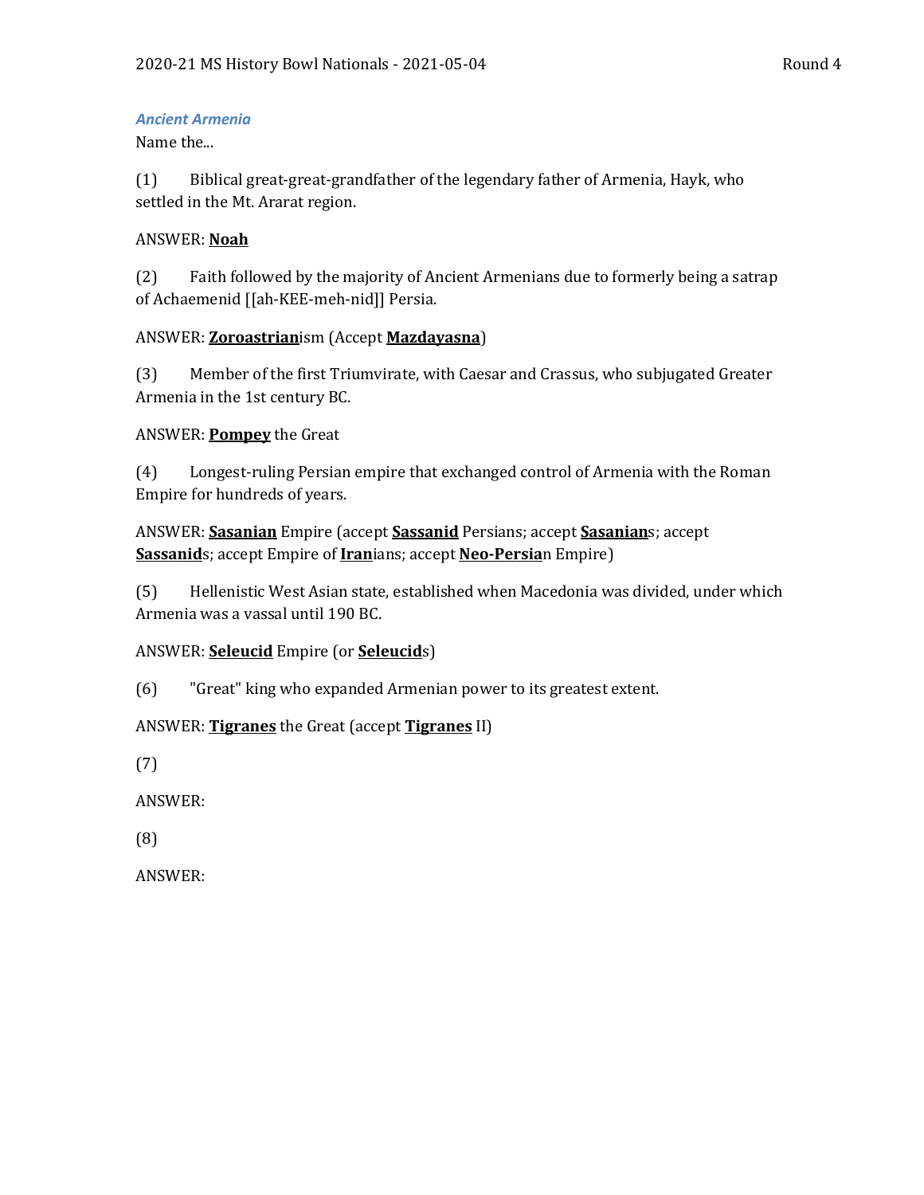### *Ancient Armenia*

Name the...

(1) Biblical great-great-grandfather of the legendary father of Armenia, Hayk, who settled in the Mt. Ararat region.

ANSWER: **<u>Noah</u>**

(2) Faith followed by the majority of Ancient Armenians due to formerly being a satrap of Achaemenid [[ah-KEE-meh-nid]] Persia.

ANSWER: **<u>Zoroastrian</u>**ism (Accept **<u>Mazdayasna</u>**)

(3) Member of the first Triumvirate, with Caesar and Crassus, who subjugated Greater Armenia in the 1st century BC.

ANSWER: **<u>Pompey</u>** the Great

(4) Longest-ruling Persian empire that exchanged control of Armenia with the Roman Empire for hundreds of years.

ANSWER: **<u>Sasanian</u>** Empire (accept **<u>Sassanid</u>** Persians; accept **<u>Sasanian</u>**s; accept **<u>Sassanid</u>**s; accept Empire of **<u>Iran</u>**ians; accept **<u>Neo-Persia</u>**n Empire)

(5) Hellenistic West Asian state, established when Macedonia was divided, under which Armenia was a vassal until 190 BC.

ANSWER: **<u>Seleucid</u>** Empire (or **<u>Seleucid</u>**s)

(6) "Great" king who expanded Armenian power to its greatest extent.

ANSWER: **<u>Tigranes</u>** the Great (accept **<u>Tigranes</u>** II)

(7)

ANSWER:

(8)

ANSWER: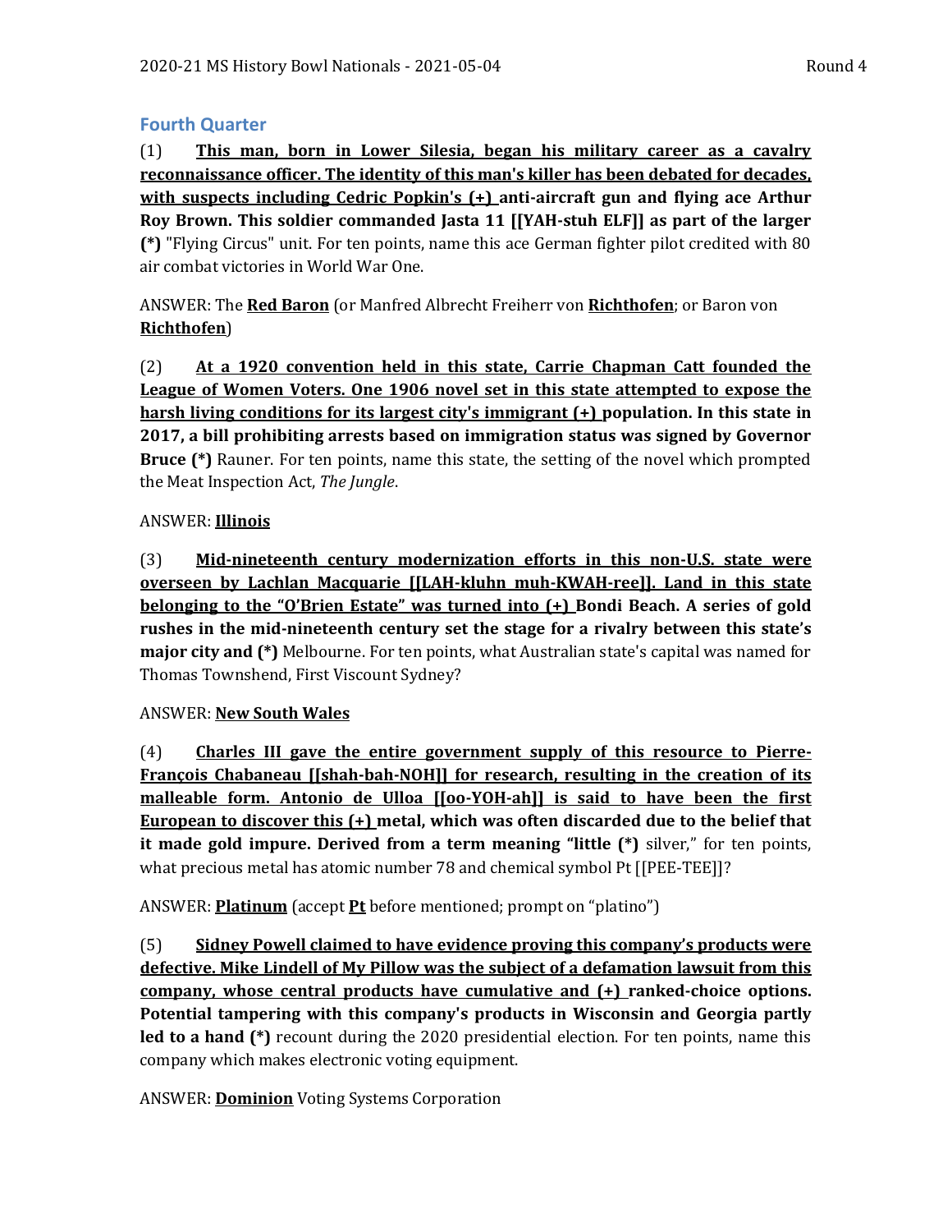## Fourth Quarter

(1) **This man, born in Lower Silesia, began his military career as a cavalry reconnaissance officer. The identity of this man's killer has been debated for decades, with suspects including Cedric Popkin's (+) anti-aircraft gun and flying ace Arthur Roy Brown. This soldier commanded Jasta 11 [[YAH-stuh ELF]] as part of the larger (*)** "Flying Circus" unit. For ten points, name this ace German fighter pilot credited with 80 air combat victories in World War One.

ANSWER: The **Red Baron** (or Manfred Albrecht Freiherr von **Richthofen**; or Baron von **Richthofen**)

(2) **At a 1920 convention held in this state, Carrie Chapman Catt founded the League of Women Voters. One 1906 novel set in this state attempted to expose the harsh living conditions for its largest city's immigrant (+) population. In this state in 2017, a bill prohibiting arrests based on immigration status was signed by Governor Bruce (*)** Rauner. For ten points, name this state, the setting of the novel which prompted the Meat Inspection Act, *The Jungle*.

ANSWER: **Illinois**

(3) **Mid-nineteenth century modernization efforts in this non-U.S. state were overseen by Lachlan Macquarie [[LAH-kluhn muh-KWAH-ree]]. Land in this state belonging to the "O'Brien Estate" was turned into (+) Bondi Beach. A series of gold rushes in the mid-nineteenth century set the stage for a rivalry between this state's major city and (*)** Melbourne. For ten points, what Australian state's capital was named for Thomas Townshend, First Viscount Sydney?

ANSWER: **New South Wales**

(4) **Charles III gave the entire government supply of this resource to Pierre-François Chabaneau [[shah-bah-NOH]] for research, resulting in the creation of its malleable form. Antonio de Ulloa [[oo-YOH-ah]] is said to have been the first European to discover this (+) metal, which was often discarded due to the belief that it made gold impure. Derived from a term meaning "little (*)** silver," for ten points, what precious metal has atomic number 78 and chemical symbol Pt [[PEE-TEE]]?

ANSWER: **Platinum** (accept **Pt** before mentioned; prompt on "platino")

(5) **Sidney Powell claimed to have evidence proving this company's products were defective. Mike Lindell of My Pillow was the subject of a defamation lawsuit from this company, whose central products have cumulative and (+) ranked-choice options. Potential tampering with this company's products in Wisconsin and Georgia partly led to a hand (*)** recount during the 2020 presidential election. For ten points, name this company which makes electronic voting equipment.

ANSWER: **Dominion** Voting Systems Corporation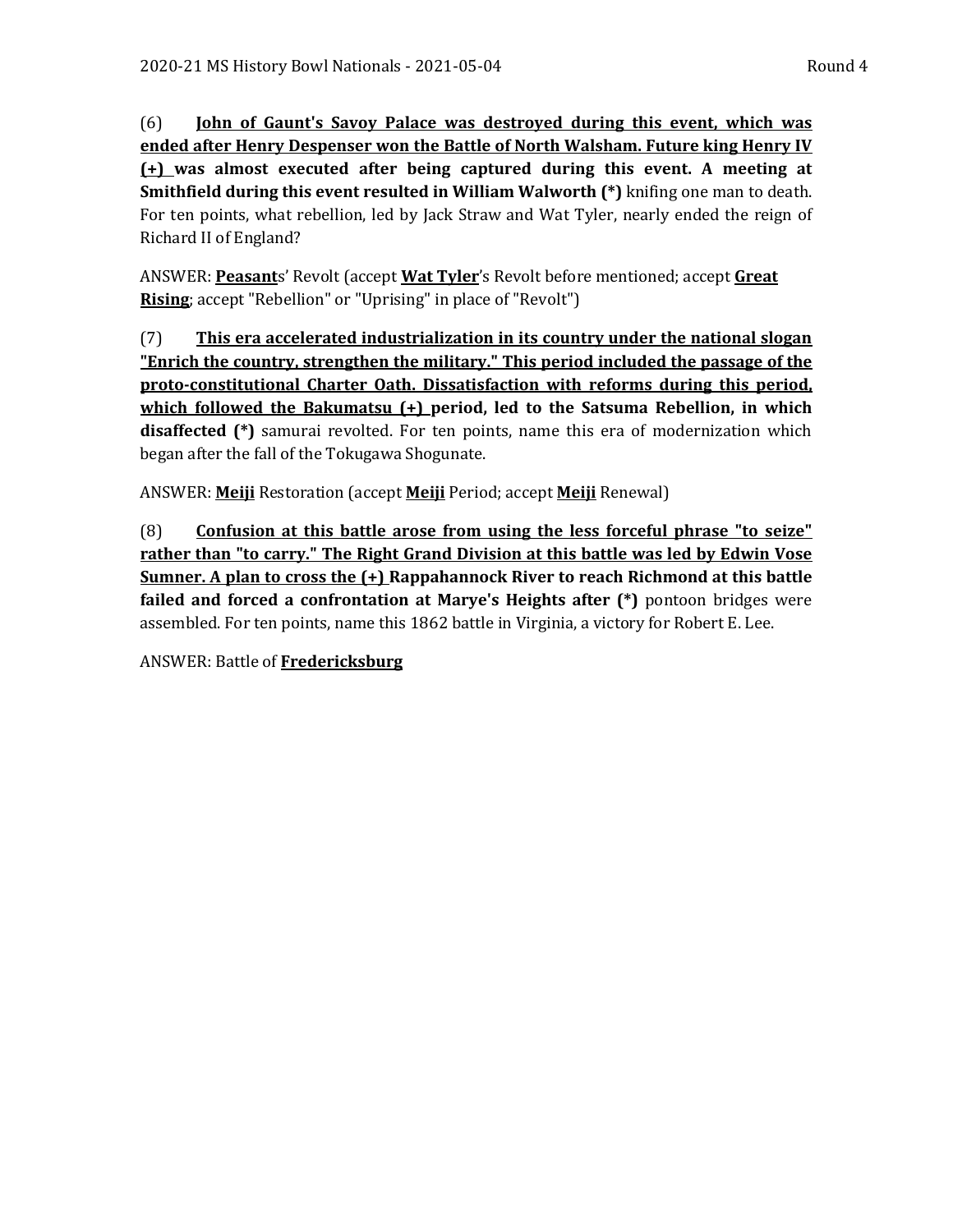(6) **<u>John of Gaunt's Savoy Palace was destroyed during this event, which was ended after Henry Despenser won the Battle of North Walsham. Future king Henry IV (+)</u> was almost executed after being captured during this event. A meeting at Smithfield during this event resulted in William Walworth (*)** knifing one man to death. For ten points, what rebellion, led by Jack Straw and Wat Tyler, nearly ended the reign of Richard II of England?

ANSWER: **<u>Peasant</u>**s' Revolt (accept **<u>Wat Tyler</u>**'s Revolt before mentioned; accept **<u>Great Rising</u>**; accept "Rebellion" or "Uprising" in place of "Revolt")

(7) **<u>This era accelerated industrialization in its country under the national slogan "Enrich the country, strengthen the military." This period included the passage of the proto-constitutional Charter Oath. Dissatisfaction with reforms during this period, which followed the Bakumatsu (+)</u> period, led to the Satsuma Rebellion, in which disaffected (*)** samurai revolted. For ten points, name this era of modernization which began after the fall of the Tokugawa Shogunate.

ANSWER: **<u>Meiji</u>** Restoration (accept **<u>Meiji</u>** Period; accept **<u>Meiji</u>** Renewal)

(8) **<u>Confusion at this battle arose from using the less forceful phrase "to seize" rather than "to carry." The Right Grand Division at this battle was led by Edwin Vose Sumner. A plan to cross the (+)</u> Rappahannock River to reach Richmond at this battle failed and forced a confrontation at Marye's Heights after (*)** pontoon bridges were assembled. For ten points, name this 1862 battle in Virginia, a victory for Robert E. Lee.

ANSWER: Battle of **<u>Fredericksburg</u>**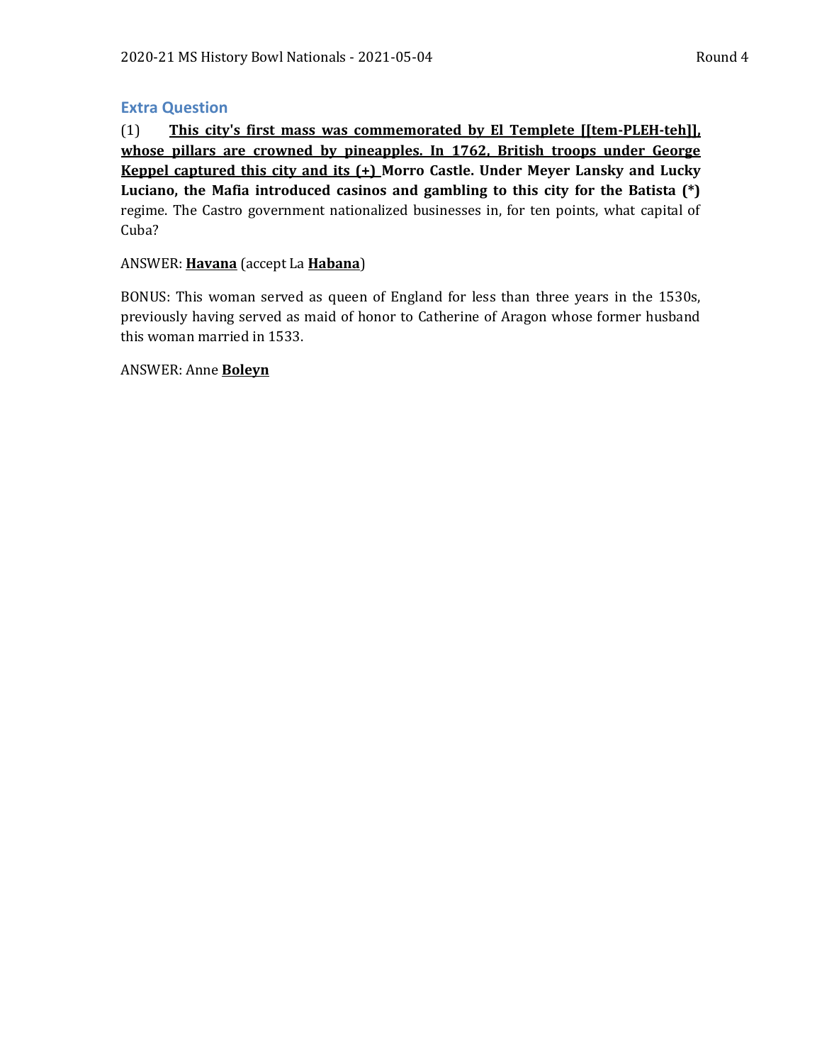## Extra Question

(1) **This city's first mass was commemorated by El Templete [[tem-PLEH-teh]], whose pillars are crowned by pineapples. In 1762, British troops under George Keppel captured this city and its (+) Morro Castle. Under Meyer Lansky and Lucky Luciano, the Mafia introduced casinos and gambling to this city for the Batista (*)** regime. The Castro government nationalized businesses in, for ten points, what capital of Cuba?

ANSWER: **Havana** (accept La **Habana**)

BONUS: This woman served as queen of England for less than three years in the 1530s, previously having served as maid of honor to Catherine of Aragon whose former husband this woman married in 1533.

ANSWER: Anne **Boleyn**